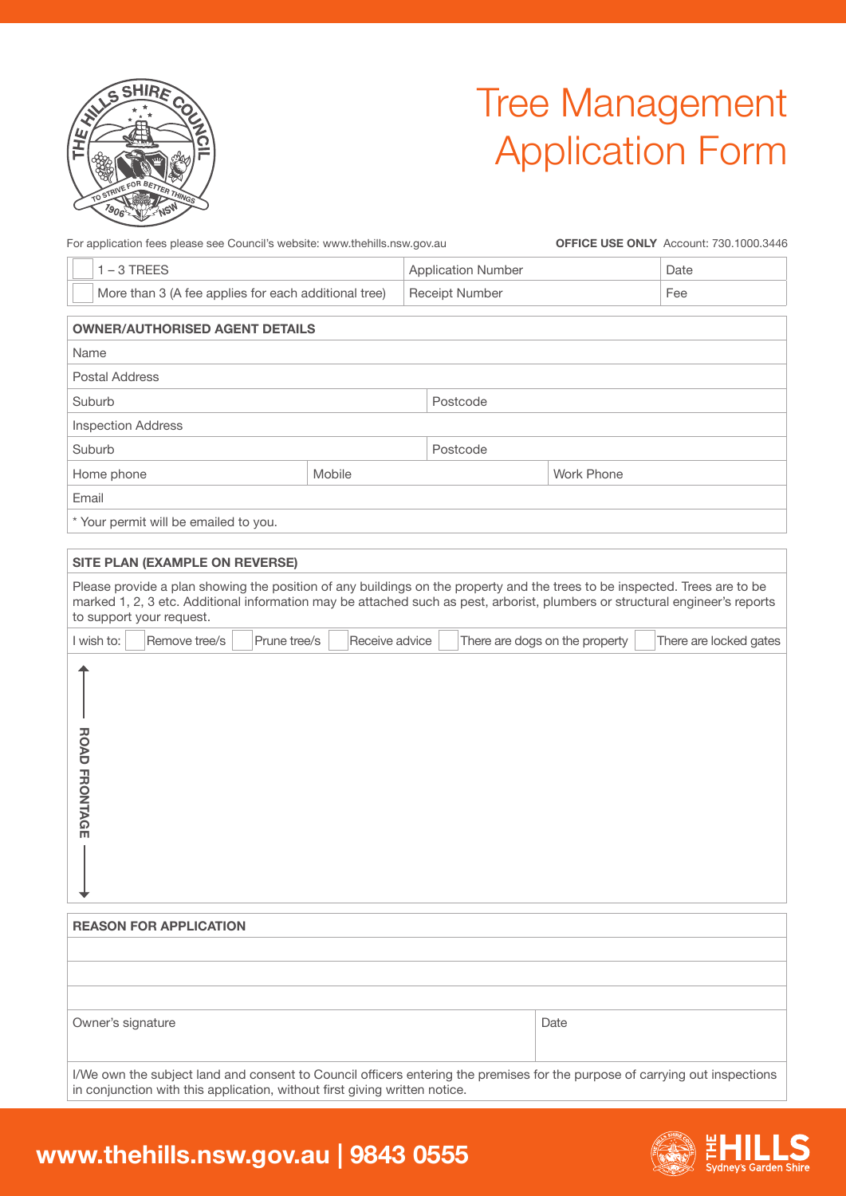# Tree Management Application Form

For application fees please see Council's website: www.thehills.nsw.gov.au

**OFFICE USE ONLY** Account: 730.1000.3446

| | | |
|---|---|---|
| ☐ 1 – 3 TREES | Application Number | Date |
| ☐ More than 3 (A fee applies for each additional tree) | Receipt Number | Fee |

| **OWNER/AUTHORISED AGENT DETAILS** | | |
|---|---|---|
| Name | | |
| Postal Address | | |
| Suburb | Postcode | |
| Inspection Address | | |
| Suburb | Postcode | |
| Home phone | Mobile | Work Phone |
| Email | | |
| * Your permit will be emailed to you. | | |

**SITE PLAN (EXAMPLE ON REVERSE)**

Please provide a plan showing the position of any buildings on the property and the trees to be inspected. Trees are to be marked 1, 2, 3 etc. Additional information may be attached such as pest, arborist, plumbers or structural engineer's reports to support your request.

I wish to: ☐ Remove tree/s ☐ Prune tree/s ☐ Receive advice ☐ There are dogs on the property ☐ There are locked gates

ROAD FRONTAGE

**REASON FOR APPLICATION**

| | |
|---|---|
| Owner's signature | Date |

I/We own the subject land and consent to Council officers entering the premises for the purpose of carrying out inspections in conjunction with this application, without first giving written notice.

**www.thehills.nsw.gov.au | 9843 0555**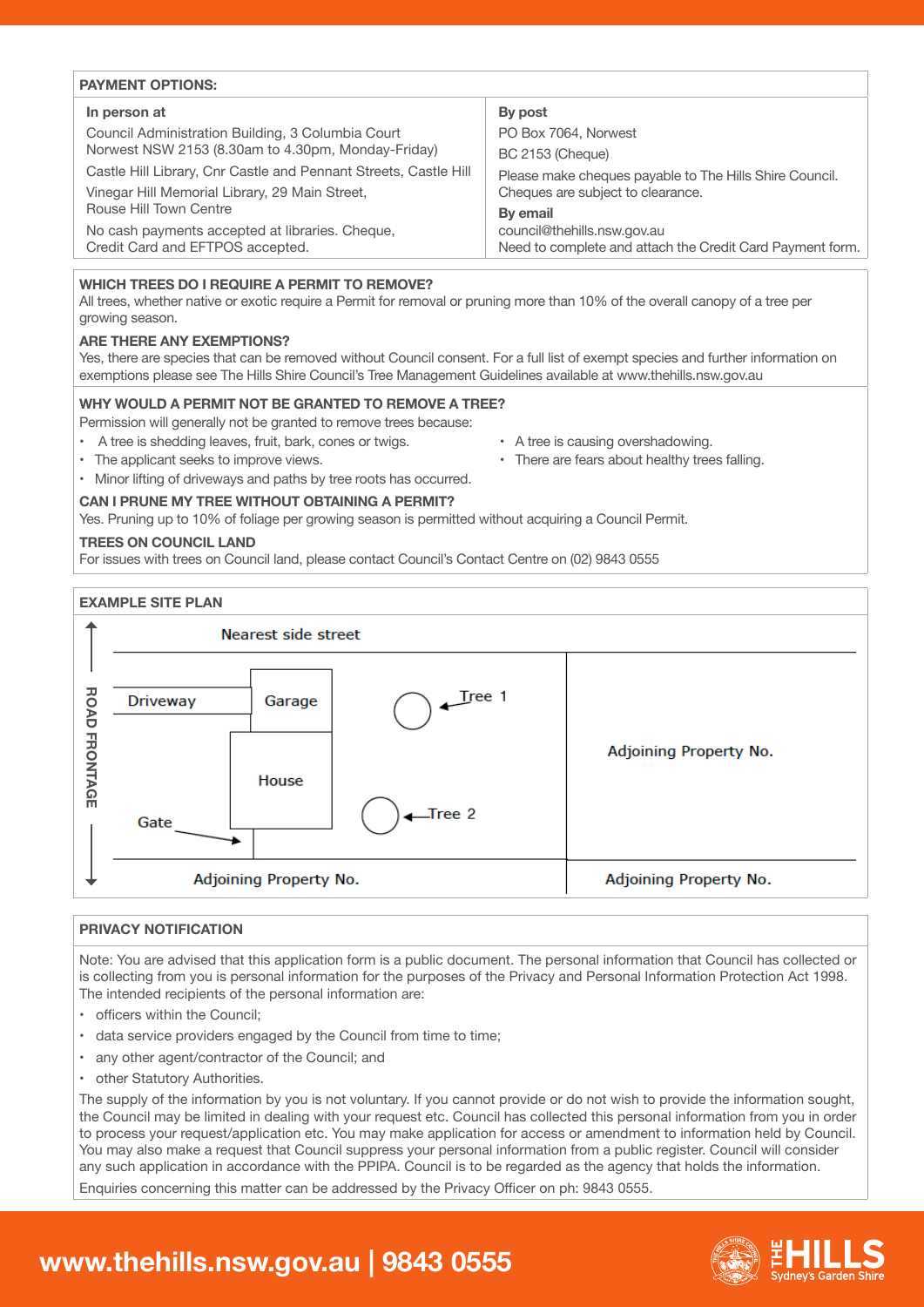## PAYMENT OPTIONS:

| In person at | By post |
|---|---|
| Council Administration Building, 3 Columbia Court Norwest NSW 2153 (8.30am to 4.30pm, Monday-Friday) | PO Box 7064, Norwest |
| Castle Hill Library, Cnr Castle and Pennant Streets, Castle Hill | BC 2153 (Cheque) |
| Vinegar Hill Memorial Library, 29 Main Street, Rouse Hill Town Centre | Please make cheques payable to The Hills Shire Council. Cheques are subject to clearance. |
| No cash payments accepted at libraries. Cheque, Credit Card and EFTPOS accepted. | **By email** council@thehills.nsw.gov.au Need to complete and attach the Credit Card Payment form. |

### WHICH TREES DO I REQUIRE A PERMIT TO REMOVE?

All trees, whether native or exotic require a Permit for removal or pruning more than 10% of the overall canopy of a tree per growing season.

### ARE THERE ANY EXEMPTIONS?

Yes, there are species that can be removed without Council consent. For a full list of exempt species and further information on exemptions please see The Hills Shire Council's Tree Management Guidelines available at www.thehills.nsw.gov.au

### WHY WOULD A PERMIT NOT BE GRANTED TO REMOVE A TREE?

Permission will generally not be granted to remove trees because:

- A tree is shedding leaves, fruit, bark, cones or twigs.
- The applicant seeks to improve views.
- Minor lifting of driveways and paths by tree roots has occurred.
- A tree is causing overshadowing.
- There are fears about healthy trees falling.

### CAN I PRUNE MY TREE WITHOUT OBTAINING A PERMIT?

Yes. Pruning up to 10% of foliage per growing season is permitted without acquiring a Council Permit.

### TREES ON COUNCIL LAND

For issues with trees on Council land, please contact Council's Contact Centre on (02) 9843 0555

## EXAMPLE SITE PLAN

Nearest side street

ROAD FRONTAGE

Driveway | Garage | Tree 1

House | Tree 2

Gate

Adjoining Property No.

Adjoining Property No.

Adjoining Property No.

## PRIVACY NOTIFICATION

Note: You are advised that this application form is a public document. The personal information that Council has collected or is collecting from you is personal information for the purposes of the Privacy and Personal Information Protection Act 1998. The intended recipients of the personal information are:

- officers within the Council;
- data service providers engaged by the Council from time to time;
- any other agent/contractor of the Council; and
- other Statutory Authorities.

The supply of the information by you is not voluntary. If you cannot provide or do not wish to provide the information sought, the Council may be limited in dealing with your request etc. Council has collected this personal information from you in order to process your request/application etc. You may make application for access or amendment to information held by Council. You may also make a request that Council suppress your personal information from a public register. Council will consider any such application in accordance with the PPIPA. Council is to be regarded as the agency that holds the information.

Enquiries concerning this matter can be addressed by the Privacy Officer on ph: 9843 0555.

**www.thehills.nsw.gov.au | 9843 0555**

THE HILLS Sydney's Garden Shire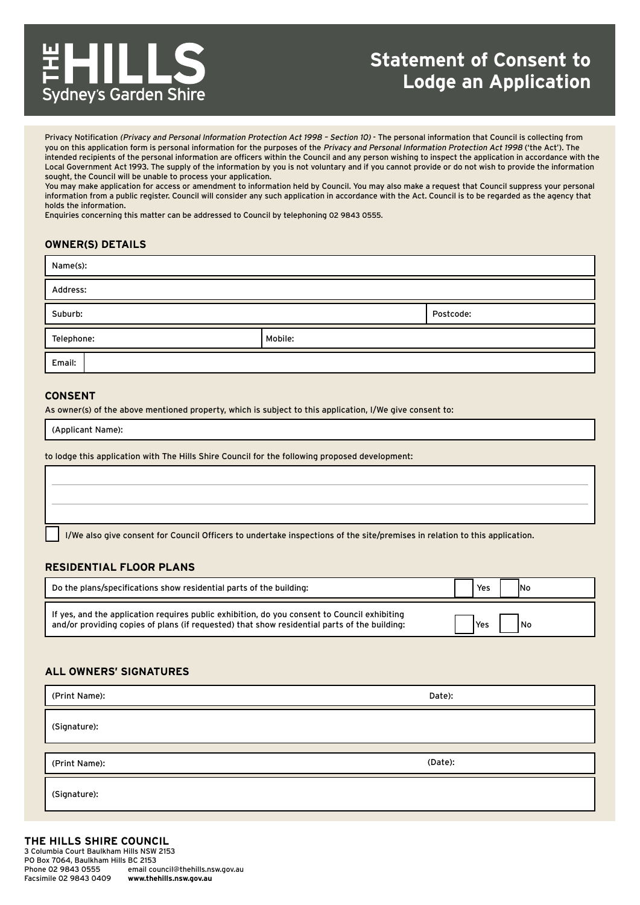THE HILLS
Sydney's Garden Shire

# Statement of Consent to Lodge an Application

Privacy Notification *(Privacy and Personal Information Protection Act 1998 – Section 10)* - The personal information that Council is collecting from you on this application form is personal information for the purposes of the *Privacy and Personal Information Protection Act 1998* ('the Act'). The intended recipients of the personal information are officers within the Council and any person wishing to inspect the application in accordance with the Local Government Act 1993. The supply of the information by you is not voluntary and if you cannot provide or do not wish to provide the information sought, the Council will be unable to process your application.
You may make application for access or amendment to information held by Council. You may also make a request that Council suppress your personal information from a public register. Council will consider any such application in accordance with the Act. Council is to be regarded as the agency that holds the information.
Enquiries concerning this matter can be addressed to Council by telephoning 02 9843 0555.

## OWNER(S) DETAILS

Name(s):

Address:

Suburb: Postcode:

Telephone: Mobile:

Email:

## CONSENT

As owner(s) of the above mentioned property, which is subject to this application, I/We give consent to:

(Applicant Name):

to lodge this application with The Hills Shire Council for the following proposed development:

☐ I/We also give consent for Council Officers to undertake inspections of the site/premises in relation to this application.

## RESIDENTIAL FLOOR PLANS

| | |
|---|---|
| Do the plans/specifications show residential parts of the building: | ☐ Yes ☐ No |
| If yes, and the application requires public exhibition, do you consent to Council exhibiting and/or providing copies of plans (if requested) that show residential parts of the building: | ☐ Yes ☐ No |

## ALL OWNERS' SIGNATURES

(Print Name): Date):

(Signature):

(Print Name): (Date):

(Signature):

**THE HILLS SHIRE COUNCIL**
3 Columbia Court Baulkham Hills NSW 2153
PO Box 7064, Baulkham Hills BC 2153
Phone 02 9843 0555 email council@thehills.nsw.gov.au
Facsimile 02 9843 0409 **www.thehills.nsw.gov.au**